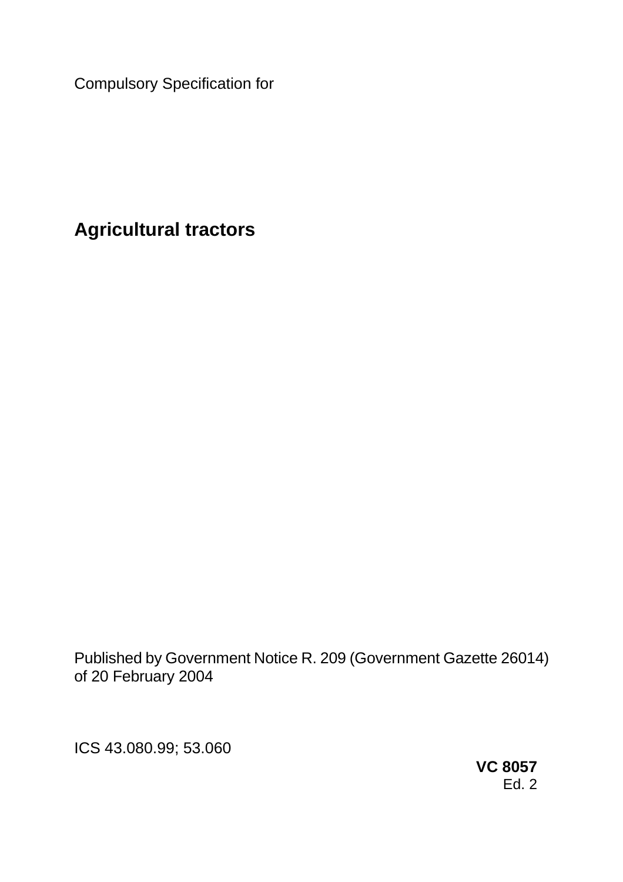Compulsory Specification for

# Agricultural tractors

Published by Government Notice R. 209 (Government Gazette 26014) of 20 February 2004

ICS 43.080.99; 53.060

**VC 8057**
Ed. 2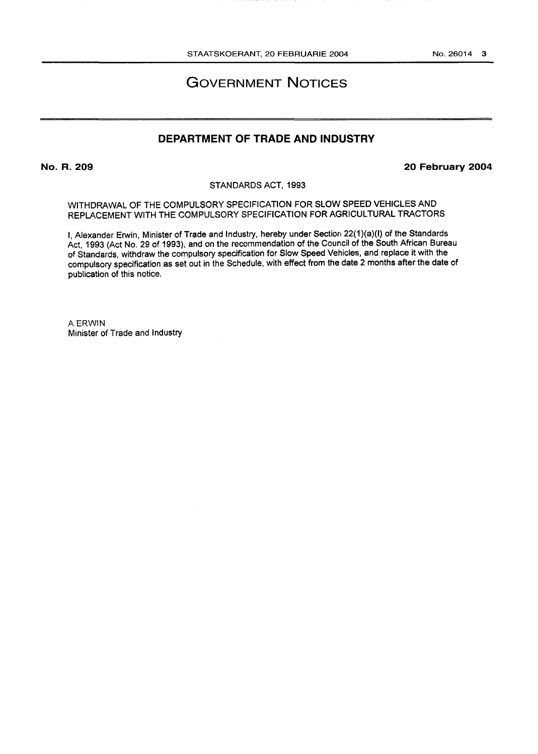# GOVERNMENT NOTICES

## DEPARTMENT OF TRADE AND INDUSTRY

**No. R. 209** **20 February 2004**

STANDARDS ACT, 1993

WITHDRAWAL OF THE COMPULSORY SPECIFICATION FOR SLOW SPEED VEHICLES AND REPLACEMENT WITH THE COMPULSORY SPECIFICATION FOR AGRICULTURAL TRACTORS

I, Alexander Erwin, Minister of Trade and Industry, hereby under Section 22(1)(a)(I) of the Standards Act, 1993 (Act No. 29 of 1993), and on the recommendation of the Council of the South African Bureau of Standards, withdraw the compulsory specification for Slow Speed Vehicles, and replace it with the compulsory specification as set out in the Schedule, with effect from the date 2 months after the date of publication of this notice.

A ERWIN
Minister of Trade and Industry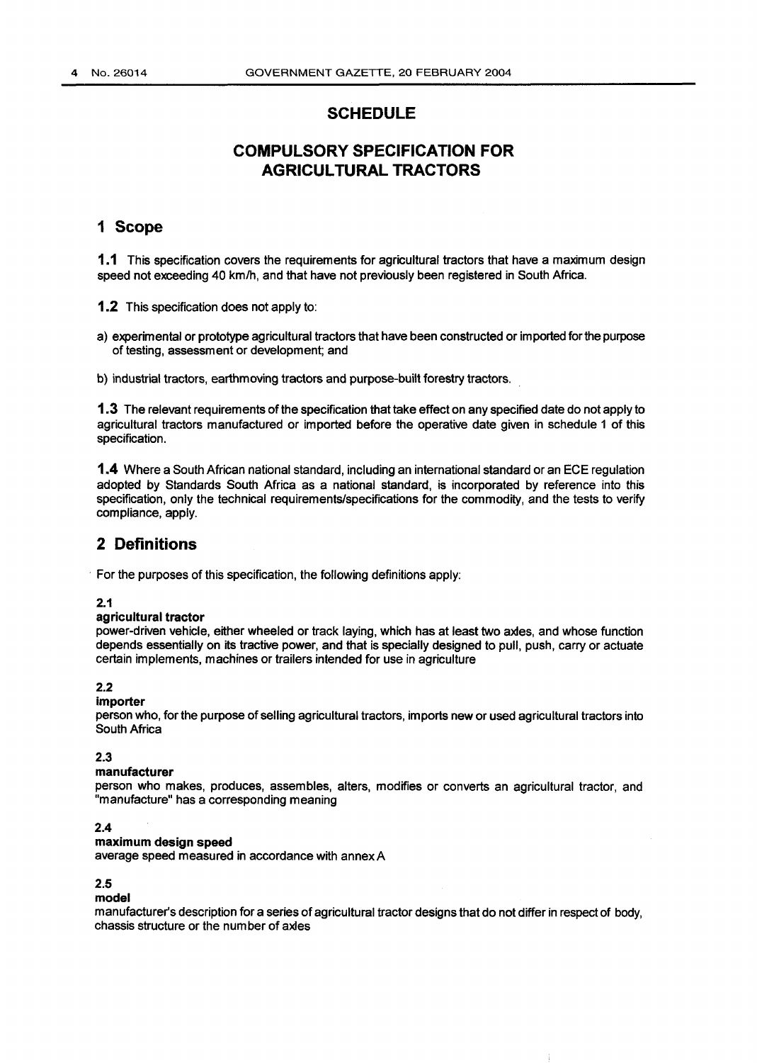# SCHEDULE

# COMPULSORY SPECIFICATION FOR AGRICULTURAL TRACTORS

## 1 Scope

**1.1** This specification covers the requirements for agricultural tractors that have a maximum design speed not exceeding 40 km/h, and that have not previously been registered in South Africa.

**1.2** This specification does not apply to:

a) experimental or prototype agricultural tractors that have been constructed or imported for the purpose of testing, assessment or development; and

b) industrial tractors, earthmoving tractors and purpose-built forestry tractors.

**1.3** The relevant requirements of the specification that take effect on any specified date do not apply to agricultural tractors manufactured or imported before the operative date given in schedule 1 of this specification.

**1.4** Where a South African national standard, including an international standard or an ECE regulation adopted by Standards South Africa as a national standard, is incorporated by reference into this specification, only the technical requirements/specifications for the commodity, and the tests to verify compliance, apply.

## 2 Definitions

For the purposes of this specification, the following definitions apply:

**2.1**
**agricultural tractor**
power-driven vehicle, either wheeled or track laying, which has at least two axles, and whose function depends essentially on its tractive power, and that is specially designed to pull, push, carry or actuate certain implements, machines or trailers intended for use in agriculture

**2.2**
**importer**
person who, for the purpose of selling agricultural tractors, imports new or used agricultural tractors into South Africa

**2.3**
**manufacturer**
person who makes, produces, assembles, alters, modifies or converts an agricultural tractor, and "manufacture" has a corresponding meaning

**2.4**
**maximum design speed**
average speed measured in accordance with annex A

**2.5**
**model**
manufacturer's description for a series of agricultural tractor designs that do not differ in respect of body, chassis structure or the number of axles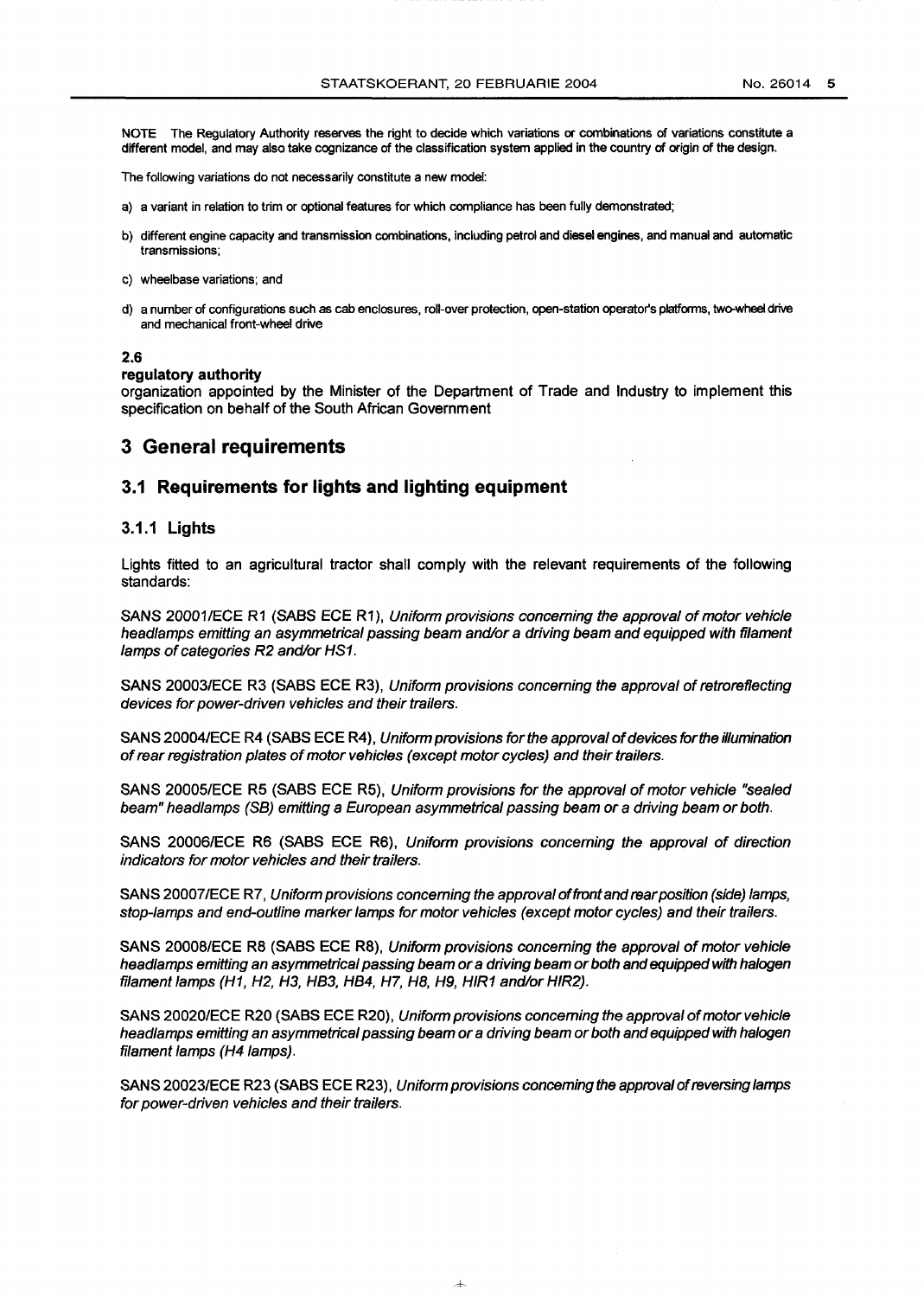NOTE The Regulatory Authority reserves the right to decide which variations or combinations of variations constitute a different model, and may also take cognizance of the classification system applied in the country of origin of the design.

The following variations do not necessarily constitute a new model:

a) a variant in relation to trim or optional features for which compliance has been fully demonstrated;

b) different engine capacity and transmission combinations, including petrol and diesel engines, and manual and automatic transmissions;

c) wheelbase variations; and

d) a number of configurations such as cab enclosures, roll-over protection, open-station operator's platforms, two-wheel drive and mechanical front-wheel drive

**2.6**

**regulatory authority**

organization appointed by the Minister of the Department of Trade and Industry to implement this specification on behalf of the South African Government

# 3 General requirements

## 3.1 Requirements for lights and lighting equipment

### 3.1.1 Lights

Lights fitted to an agricultural tractor shall comply with the relevant requirements of the following standards:

SANS 20001/ECE R1 (SABS ECE R1), *Uniform provisions concerning the approval of motor vehicle headlamps emitting an asymmetrical passing beam and/or a driving beam and equipped with filament lamps of categories R2 and/or HS1.*

SANS 20003/ECE R3 (SABS ECE R3), *Uniform provisions concerning the approval of retroreflecting devices for power-driven vehicles and their trailers.*

SANS 20004/ECE R4 (SABS ECE R4), *Uniform provisions for the approval of devices for the illumination of rear registration plates of motor vehicles (except motor cycles) and their trailers.*

SANS 20005/ECE R5 (SABS ECE R5), *Uniform provisions for the approval of motor vehicle "sealed beam" headlamps (SB) emitting a European asymmetrical passing beam or a driving beam or both.*

SANS 20006/ECE R6 (SABS ECE R6), *Uniform provisions concerning the approval of direction indicators for motor vehicles and their trailers.*

SANS 20007/ECE R7, *Uniform provisions concerning the approval of front and rear position (side) lamps, stop-lamps and end-outline marker lamps for motor vehicles (except motor cycles) and their trailers.*

SANS 20008/ECE R8 (SABS ECE R8), *Uniform provisions concerning the approval of motor vehicle headlamps emitting an asymmetrical passing beam or a driving beam or both and equipped with halogen filament lamps (H1, H2, H3, HB3, HB4, H7, H8, H9, HIR1 and/or HIR2).*

SANS 20020/ECE R20 (SABS ECE R20), *Uniform provisions concerning the approval of motor vehicle headlamps emitting an asymmetrical passing beam or a driving beam or both and equipped with halogen filament lamps (H4 lamps).*

SANS 20023/ECE R23 (SABS ECE R23), *Uniform provisions concerning the approval of reversing lamps for power-driven vehicles and their trailers.*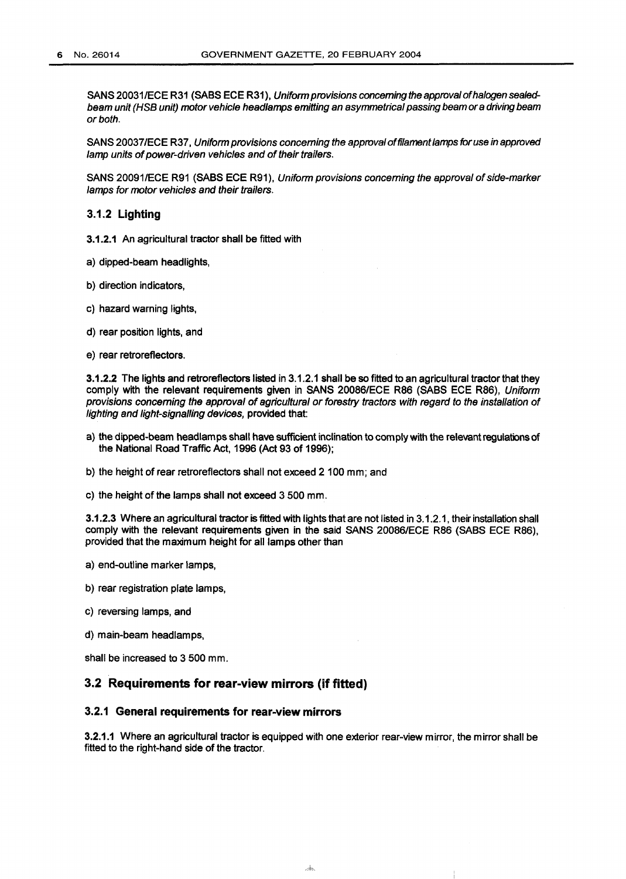SANS 20031/ECE R31 (SABS ECE R31), *Uniform provisions concerning the approval of halogen sealed-beam unit (HSB unit) motor vehicle headlamps emitting an asymmetrical passing beam or a driving beam or both.*

SANS 20037/ECE R37, *Uniform provisions concerning the approval of filament lamps for use in approved lamp units of power-driven vehicles and of their trailers.*

SANS 20091/ECE R91 (SABS ECE R91), *Uniform provisions concerning the approval of side-marker lamps for motor vehicles and their trailers.*

### 3.1.2 Lighting

**3.1.2.1** An agricultural tractor shall be fitted with

a) dipped-beam headlights,

b) direction indicators,

c) hazard warning lights,

d) rear position lights, and

e) rear retroreflectors.

**3.1.2.2** The lights and retroreflectors listed in 3.1.2.1 shall be so fitted to an agricultural tractor that they comply with the relevant requirements given in SANS 20086/ECE R86 (SABS ECE R86), *Uniform provisions concerning the approval of agricultural or forestry tractors with regard to the installation of lighting and light-signalling devices,* provided that:

a) the dipped-beam headlamps shall have sufficient inclination to comply with the relevant regulations of the National Road Traffic Act, 1996 (Act 93 of 1996);

b) the height of rear retroreflectors shall not exceed 2 100 mm; and

c) the height of the lamps shall not exceed 3 500 mm.

**3.1.2.3** Where an agricultural tractor is fitted with lights that are not listed in 3.1.2.1, their installation shall comply with the relevant requirements given in the said SANS 20086/ECE R86 (SABS ECE R86), provided that the maximum height for all lamps other than

a) end-outline marker lamps,

b) rear registration plate lamps,

c) reversing lamps, and

d) main-beam headlamps,

shall be increased to 3 500 mm.

## 3.2 Requirements for rear-view mirrors (if fitted)

### 3.2.1 General requirements for rear-view mirrors

**3.2.1.1** Where an agricultural tractor is equipped with one exterior rear-view mirror, the mirror shall be fitted to the right-hand side of the tractor.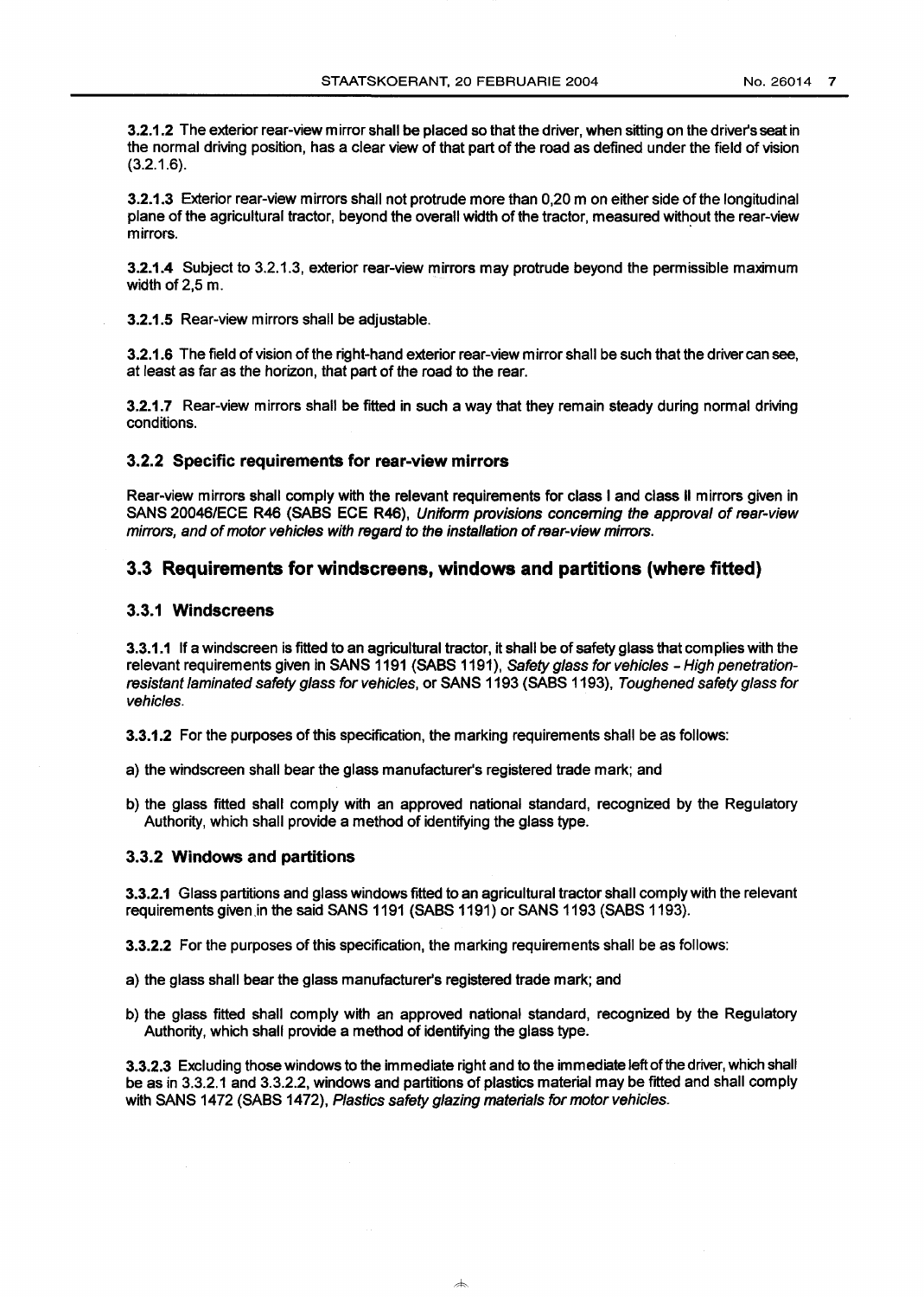**3.2.1.2** The exterior rear-view mirror shall be placed so that the driver, when sitting on the driver's seat in the normal driving position, has a clear view of that part of the road as defined under the field of vision (3.2.1.6).

**3.2.1.3** Exterior rear-view mirrors shall not protrude more than 0,20 m on either side of the longitudinal plane of the agricultural tractor, beyond the overall width of the tractor, measured without the rear-view mirrors.

**3.2.1.4** Subject to 3.2.1.3, exterior rear-view mirrors may protrude beyond the permissible maximum width of 2,5 m.

**3.2.1.5** Rear-view mirrors shall be adjustable.

**3.2.1.6** The field of vision of the right-hand exterior rear-view mirror shall be such that the driver can see, at least as far as the horizon, that part of the road to the rear.

**3.2.1.7** Rear-view mirrors shall be fitted in such a way that they remain steady during normal driving conditions.

### 3.2.2 Specific requirements for rear-view mirrors

Rear-view mirrors shall comply with the relevant requirements for class I and class II mirrors given in SANS 20046/ECE R46 (SABS ECE R46), *Uniform provisions concerning the approval of rear-view mirrors, and of motor vehicles with regard to the installation of rear-view mirrors.*

## 3.3 Requirements for windscreens, windows and partitions (where fitted)

### 3.3.1 Windscreens

**3.3.1.1** If a windscreen is fitted to an agricultural tractor, it shall be of safety glass that complies with the relevant requirements given in SANS 1191 (SABS 1191), *Safety glass for vehicles - High penetration-resistant laminated safety glass for vehicles*, or SANS 1193 (SABS 1193), *Toughened safety glass for vehicles*.

**3.3.1.2** For the purposes of this specification, the marking requirements shall be as follows:

a) the windscreen shall bear the glass manufacturer's registered trade mark; and

b) the glass fitted shall comply with an approved national standard, recognized by the Regulatory Authority, which shall provide a method of identifying the glass type.

### 3.3.2 Windows and partitions

**3.3.2.1** Glass partitions and glass windows fitted to an agricultural tractor shall comply with the relevant requirements given in the said SANS 1191 (SABS 1191) or SANS 1193 (SABS 1193).

**3.3.2.2** For the purposes of this specification, the marking requirements shall be as follows:

a) the glass shall bear the glass manufacturer's registered trade mark; and

b) the glass fitted shall comply with an approved national standard, recognized by the Regulatory Authority, which shall provide a method of identifying the glass type.

**3.3.2.3** Excluding those windows to the immediate right and to the immediate left of the driver, which shall be as in 3.3.2.1 and 3.3.2.2, windows and partitions of plastics material may be fitted and shall comply with SANS 1472 (SABS 1472), *Plastics safety glazing materials for motor vehicles*.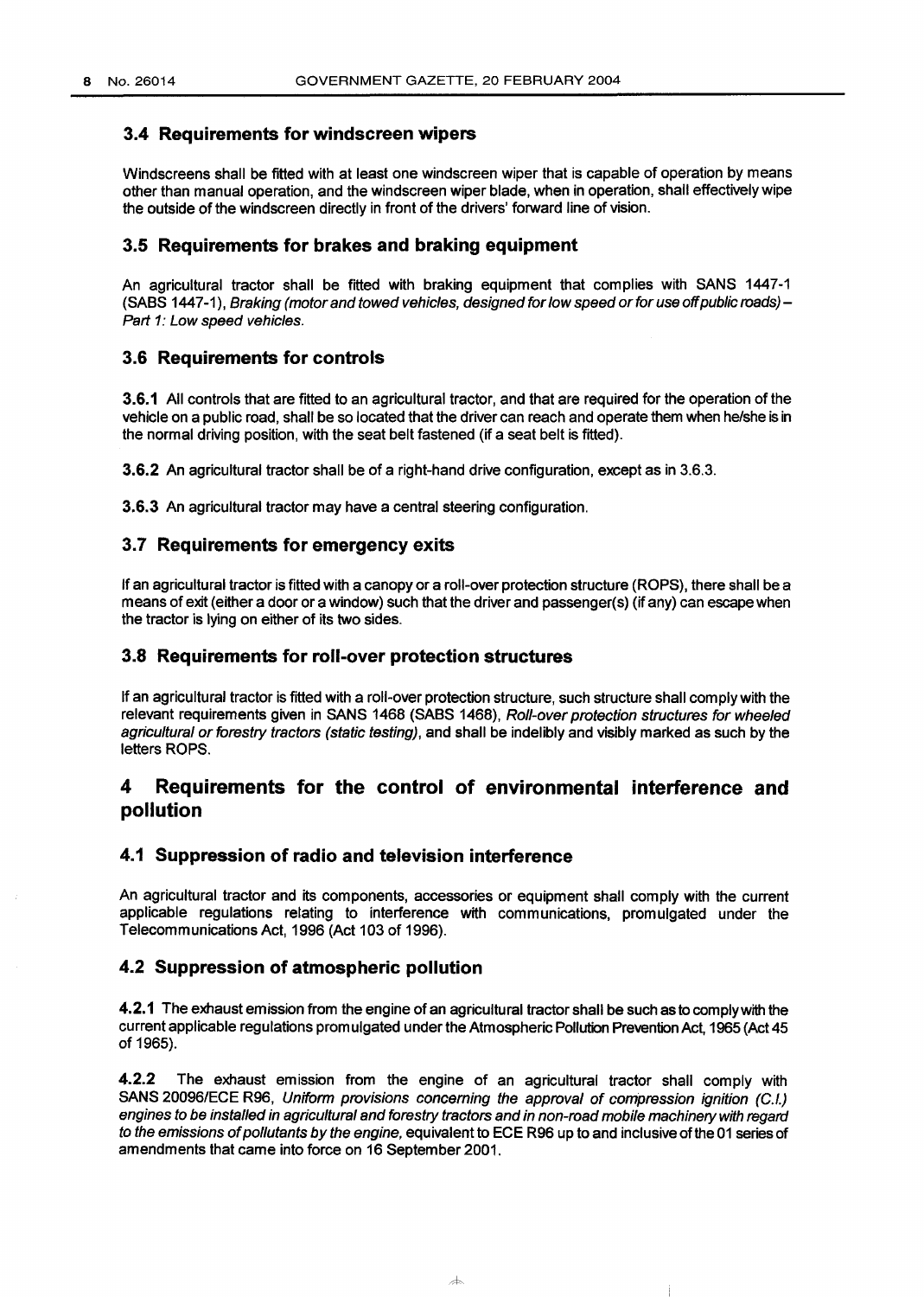### 3.4 Requirements for windscreen wipers

Windscreens shall be fitted with at least one windscreen wiper that is capable of operation by means other than manual operation, and the windscreen wiper blade, when in operation, shall effectively wipe the outside of the windscreen directly in front of the drivers' forward line of vision.

### 3.5 Requirements for brakes and braking equipment

An agricultural tractor shall be fitted with braking equipment that complies with SANS 1447-1 (SABS 1447-1), *Braking (motor and towed vehicles, designed for low speed or for use off public roads) – Part 1: Low speed vehicles.*

### 3.6 Requirements for controls

**3.6.1** All controls that are fitted to an agricultural tractor, and that are required for the operation of the vehicle on a public road, shall be so located that the driver can reach and operate them when he/she is in the normal driving position, with the seat belt fastened (if a seat belt is fitted).

**3.6.2** An agricultural tractor shall be of a right-hand drive configuration, except as in 3.6.3.

**3.6.3** An agricultural tractor may have a central steering configuration.

### 3.7 Requirements for emergency exits

If an agricultural tractor is fitted with a canopy or a roll-over protection structure (ROPS), there shall be a means of exit (either a door or a window) such that the driver and passenger(s) (if any) can escape when the tractor is lying on either of its two sides.

### 3.8 Requirements for roll-over protection structures

If an agricultural tractor is fitted with a roll-over protection structure, such structure shall comply with the relevant requirements given in SANS 1468 (SABS 1468), *Roll-over protection structures for wheeled agricultural or forestry tractors (static testing)*, and shall be indelibly and visibly marked as such by the letters ROPS.

## 4 Requirements for the control of environmental interference and pollution

### 4.1 Suppression of radio and television interference

An agricultural tractor and its components, accessories or equipment shall comply with the current applicable regulations relating to interference with communications, promulgated under the Telecommunications Act, 1996 (Act 103 of 1996).

### 4.2 Suppression of atmospheric pollution

**4.2.1** The exhaust emission from the engine of an agricultural tractor shall be such as to comply with the current applicable regulations promulgated under the Atmospheric Pollution Prevention Act, 1965 (Act 45 of 1965).

**4.2.2** The exhaust emission from the engine of an agricultural tractor shall comply with SANS 20096/ECE R96, *Uniform provisions concerning the approval of compression ignition (C.I.) engines to be installed in agricultural and forestry tractors and in non-road mobile machinery with regard to the emissions of pollutants by the engine*, equivalent to ECE R96 up to and inclusive of the 01 series of amendments that came into force on 16 September 2001.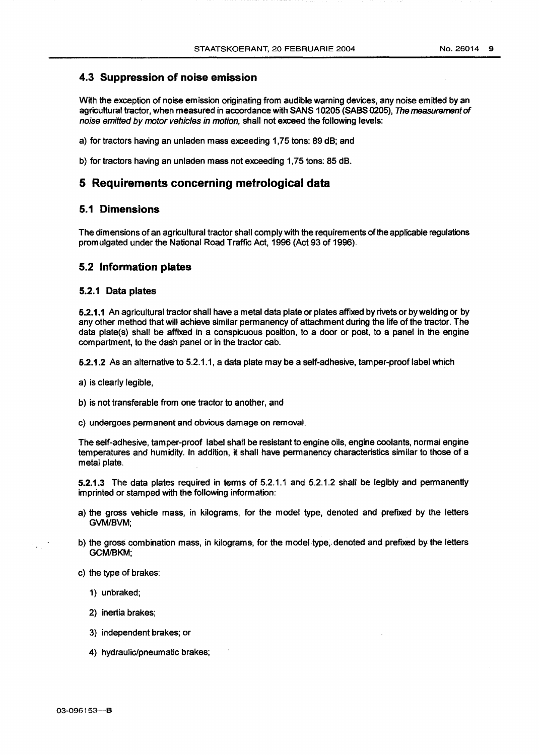## 4.3 Suppression of noise emission

With the exception of noise emission originating from audible warning devices, any noise emitted by an agricultural tractor, when measured in accordance with SANS 10205 (SABS 0205), *The measurement of noise emitted by motor vehicles in motion,* shall not exceed the following levels:

a) for tractors having an unladen mass exceeding 1,75 tons: 89 dB; and

b) for tractors having an unladen mass not exceeding 1,75 tons: 85 dB.

# 5 Requirements concerning metrological data

## 5.1 Dimensions

The dimensions of an agricultural tractor shall comply with the requirements of the applicable regulations promulgated under the National Road Traffic Act, 1996 (Act 93 of 1996).

## 5.2 Information plates

### 5.2.1 Data plates

**5.2.1.1** An agricultural tractor shall have a metal data plate or plates affixed by rivets or by welding or by any other method that will achieve similar permanency of attachment during the life of the tractor. The data plate(s) shall be affixed in a conspicuous position, to a door or post, to a panel in the engine compartment, to the dash panel or in the tractor cab.

**5.2.1.2** As an alternative to 5.2.1.1, a data plate may be a self-adhesive, tamper-proof label which

a) is clearly legible,

b) is not transferable from one tractor to another, and

c) undergoes permanent and obvious damage on removal.

The self-adhesive, tamper-proof label shall be resistant to engine oils, engine coolants, normal engine temperatures and humidity. In addition, it shall have permanency characteristics similar to those of a metal plate.

**5.2.1.3** The data plates required in terms of 5.2.1.1 and 5.2.1.2 shall be legibly and permanently imprinted or stamped with the following information:

a) the gross vehicle mass, in kilograms, for the model type, denoted and prefixed by the letters GVM/BVM;

b) the gross combination mass, in kilograms, for the model type, denoted and prefixed by the letters GCM/BKM;

c) the type of brakes:

   1) unbraked;

   2) inertia brakes;

   3) independent brakes; or

   4) hydraulic/pneumatic brakes;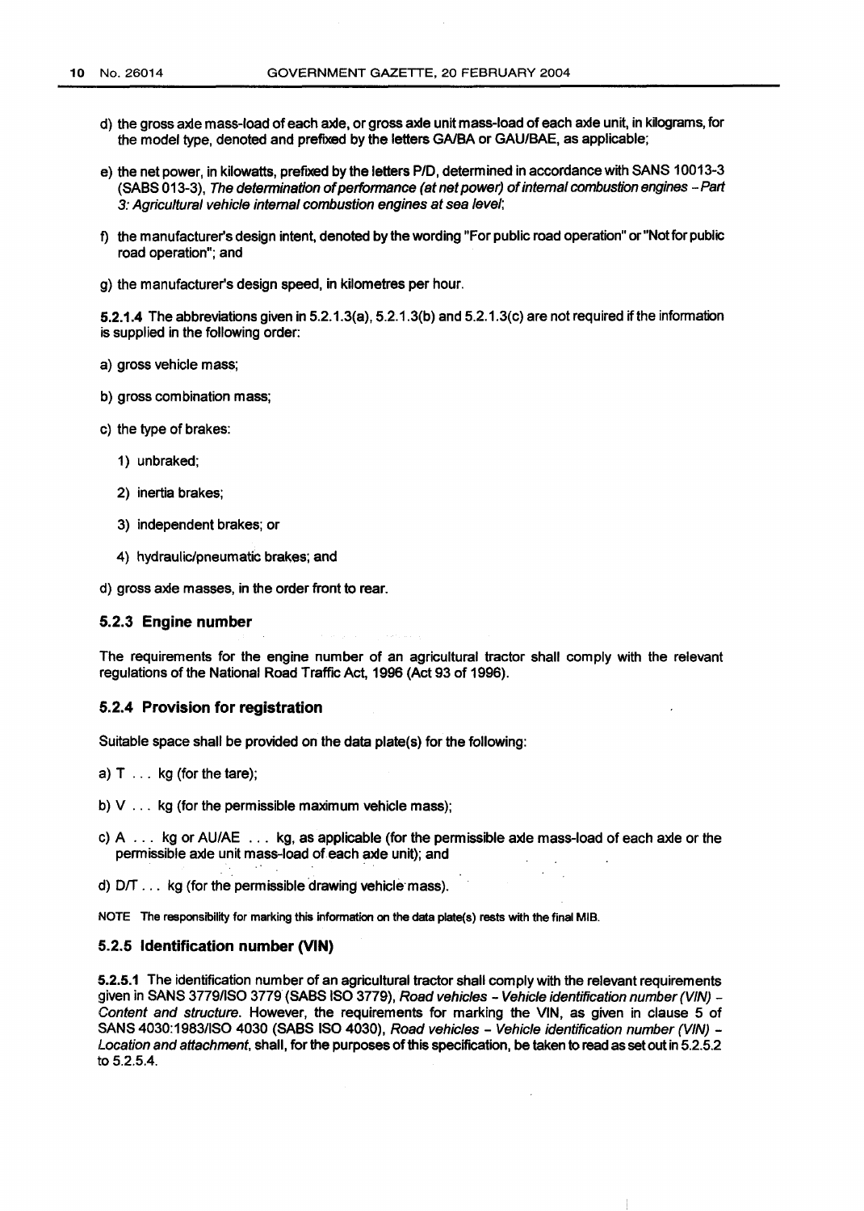d) the gross axle mass-load of each axle, or gross axle unit mass-load of each axle unit, in kilograms, for the model type, denoted and prefixed by the letters GA/BA or GAU/BAE, as applicable;

e) the net power, in kilowatts, prefixed by the letters P/D, determined in accordance with SANS 10013-3 (SABS 013-3), *The determination of performance (at net power) of internal combustion engines – Part 3: Agricultural vehicle internal combustion engines at sea level*;

f) the manufacturer's design intent, denoted by the wording "For public road operation" or "Not for public road operation"; and

g) the manufacturer's design speed, in kilometres per hour.

**5.2.1.4** The abbreviations given in 5.2.1.3(a), 5.2.1.3(b) and 5.2.1.3(c) are not required if the information is supplied in the following order:

a) gross vehicle mass;

b) gross combination mass;

c) the type of brakes:

1) unbraked;

2) inertia brakes;

3) independent brakes; or

4) hydraulic/pneumatic brakes; and

d) gross axle masses, in the order front to rear.

### 5.2.3 Engine number

The requirements for the engine number of an agricultural tractor shall comply with the relevant regulations of the National Road Traffic Act, 1996 (Act 93 of 1996).

### 5.2.4 Provision for registration

Suitable space shall be provided on the data plate(s) for the following:

a) T . . . kg (for the tare);

b) V . . . kg (for the permissible maximum vehicle mass);

c) A . . . kg or AU/AE . . . kg, as applicable (for the permissible axle mass-load of each axle or the permissible axle unit mass-load of each axle unit); and

d) D/T . . . kg (for the permissible drawing vehicle mass).

NOTE The responsibility for marking this information on the data plate(s) rests with the final MIB.

### 5.2.5 Identification number (VIN)

**5.2.5.1** The identification number of an agricultural tractor shall comply with the relevant requirements given in SANS 3779/ISO 3779 (SABS ISO 3779), *Road vehicles – Vehicle identification number (VIN) – Content and structure*. However, the requirements for marking the VIN, as given in clause 5 of SANS 4030:1983/ISO 4030 (SABS ISO 4030), *Road vehicles – Vehicle identification number (VIN) – Location and attachment*, shall, for the purposes of this specification, be taken to read as set out in 5.2.5.2 to 5.2.5.4.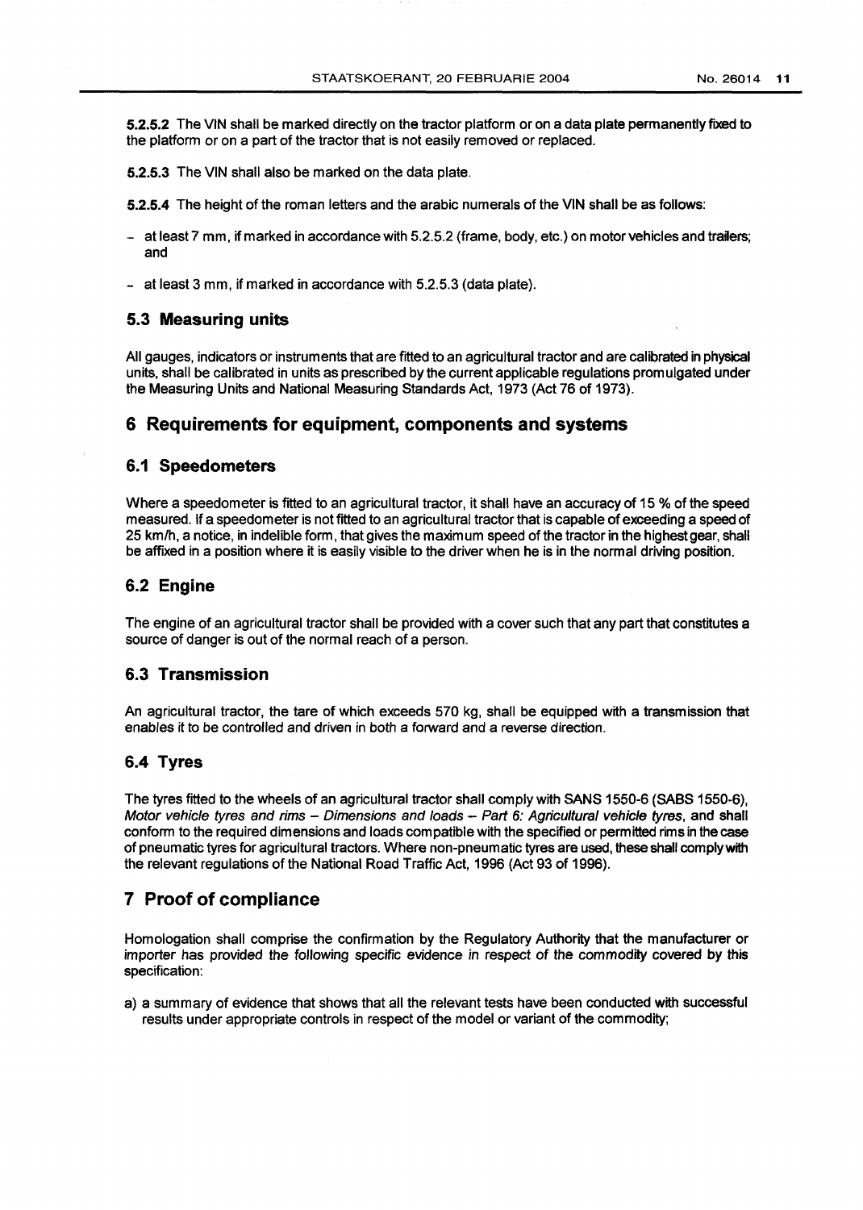**5.2.5.2** The VIN shall be marked directly on the tractor platform or on a data plate permanently fixed to the platform or on a part of the tractor that is not easily removed or replaced.

**5.2.5.3** The VIN shall also be marked on the data plate.

**5.2.5.4** The height of the roman letters and the arabic numerals of the VIN shall be as follows:

- at least 7 mm, if marked in accordance with 5.2.5.2 (frame, body, etc.) on motor vehicles and trailers; and
- at least 3 mm, if marked in accordance with 5.2.5.3 (data plate).

### 5.3 Measuring units

All gauges, indicators or instruments that are fitted to an agricultural tractor and are calibrated in physical units, shall be calibrated in units as prescribed by the current applicable regulations promulgated under the Measuring Units and National Measuring Standards Act, 1973 (Act 76 of 1973).

## 6 Requirements for equipment, components and systems

### 6.1 Speedometers

Where a speedometer is fitted to an agricultural tractor, it shall have an accuracy of 15 % of the speed measured. If a speedometer is not fitted to an agricultural tractor that is capable of exceeding a speed of 25 km/h, a notice, in indelible form, that gives the maximum speed of the tractor in the highest gear, shall be affixed in a position where it is easily visible to the driver when he is in the normal driving position.

### 6.2 Engine

The engine of an agricultural tractor shall be provided with a cover such that any part that constitutes a source of danger is out of the normal reach of a person.

### 6.3 Transmission

An agricultural tractor, the tare of which exceeds 570 kg, shall be equipped with a transmission that enables it to be controlled and driven in both a forward and a reverse direction.

### 6.4 Tyres

The tyres fitted to the wheels of an agricultural tractor shall comply with SANS 1550-6 (SABS 1550-6), *Motor vehicle tyres and rims – Dimensions and loads – Part 6: Agricultural vehicle tyres*, and shall conform to the required dimensions and loads compatible with the specified or permitted rims in the case of pneumatic tyres for agricultural tractors. Where non-pneumatic tyres are used, these shall comply with the relevant regulations of the National Road Traffic Act, 1996 (Act 93 of 1996).

## 7 Proof of compliance

Homologation shall comprise the confirmation by the Regulatory Authority that the manufacturer or importer has provided the following specific evidence in respect of the commodity covered by this specification:

a) a summary of evidence that shows that all the relevant tests have been conducted with successful results under appropriate controls in respect of the model or variant of the commodity;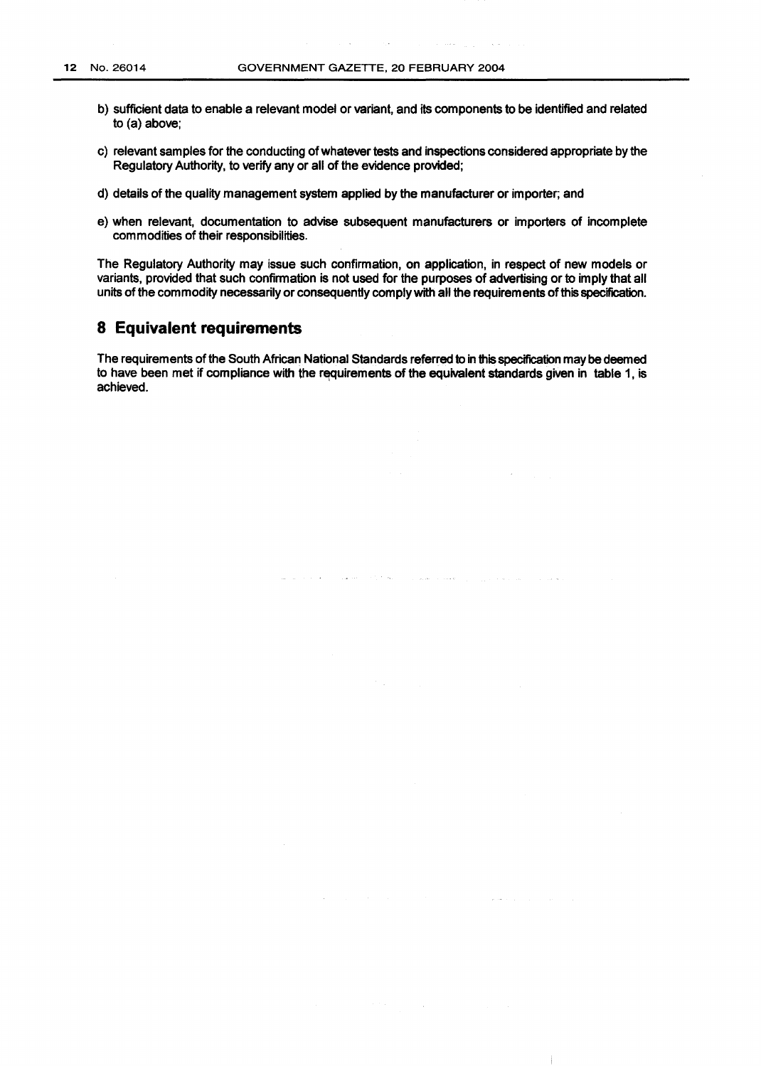b) sufficient data to enable a relevant model or variant, and its components to be identified and related to (a) above;

c) relevant samples for the conducting of whatever tests and inspections considered appropriate by the Regulatory Authority, to verify any or all of the evidence provided;

d) details of the quality management system applied by the manufacturer or importer; and

e) when relevant, documentation to advise subsequent manufacturers or importers of incomplete commodities of their responsibilities.

The Regulatory Authority may issue such confirmation, on application, in respect of new models or variants, provided that such confirmation is not used for the purposes of advertising or to imply that all units of the commodity necessarily or consequently comply with all the requirements of this specification.

## 8 Equivalent requirements

The requirements of the South African National Standards referred to in this specification may be deemed to have been met if compliance with the requirements of the equivalent standards given in table 1, is achieved.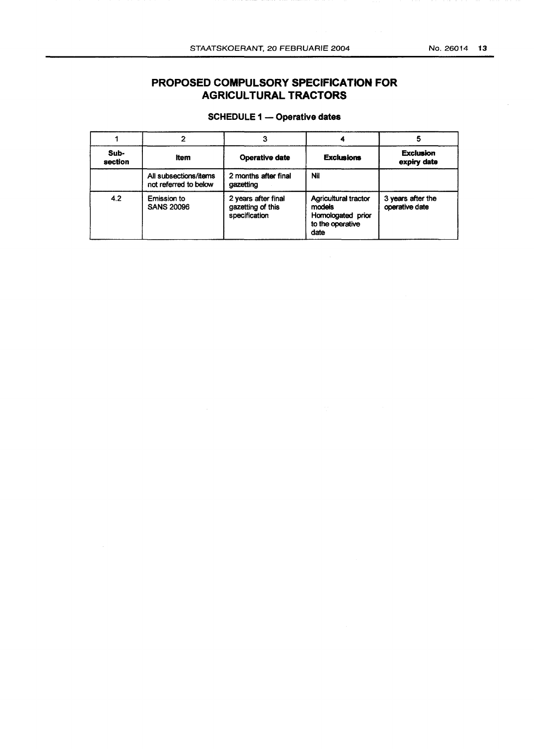# PROPOSED COMPULSORY SPECIFICATION FOR AGRICULTURAL TRACTORS

## SCHEDULE 1 — Operative dates

| 1 | 2 | 3 | 4 | 5 |
|---|---|---|---|---|
| **Sub-section** | **Item** | **Operative date** | **Exclusions** | **Exclusion expiry date** |
| | All subsections/items not referred to below | 2 months after final gazetting | Nil | |
| 4.2 | Emission to SANS 20096 | 2 years after final gazetting of this specification | Agricultural tractor models Homologated prior to the operative date | 3 years after the operative date |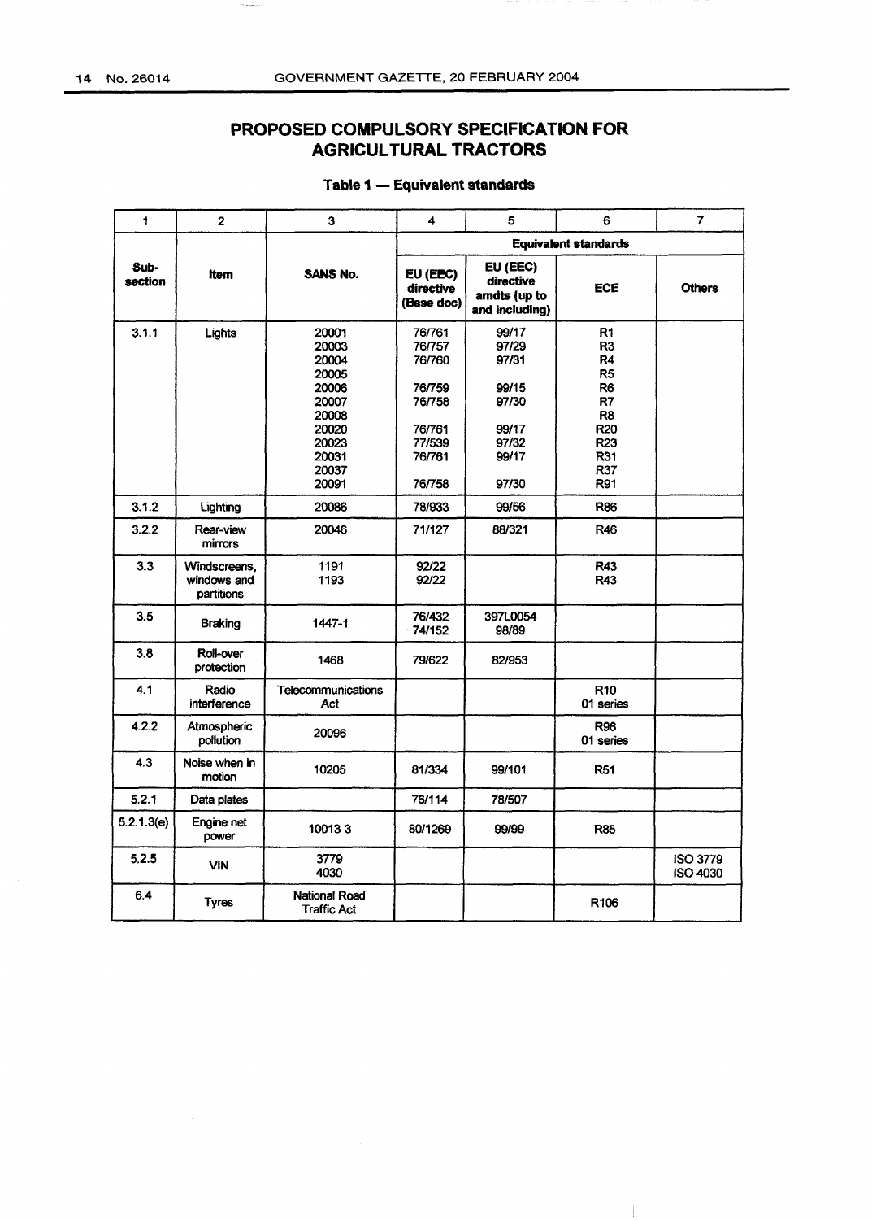## PROPOSED COMPULSORY SPECIFICATION FOR AGRICULTURAL TRACTORS

### Table 1 — Equivalent standards

| 1 | 2 | 3 | 4 | 5 | 6 | 7 |
|---|---|---|---|---|---|---|
| | | | **Equivalent standards** | | | |
| **Sub-section** | **Item** | **SANS No.** | **EU (EEC) directive (Base doc)** | **EU (EEC) directive amdts (up to and including)** | **ECE** | **Others** |
| 3.1.1 | Lights | 20001<br>20003<br>20004<br>20005<br>20006<br>20007<br>20008<br>20020<br>20023<br>20031<br>20037<br>20091 | 76/761<br>76/757<br>76/760<br><br>76/759<br>76/758<br><br>76/761<br>77/539<br>76/761<br><br>76/758 | 99/17<br>97/29<br>97/31<br><br>99/15<br>97/30<br><br>99/17<br>97/32<br>99/17<br><br>97/30 | R1<br>R3<br>R4<br>R5<br>R6<br>R7<br>R8<br>R20<br>R23<br>R31<br>R37<br>R91 | |
| 3.1.2 | Lighting | 20086 | 78/933 | 99/56 | R86 | |
| 3.2.2 | Rear-view mirrors | 20046 | 71/127 | 88/321 | R46 | |
| 3.3 | Windscreens, windows and partitions | 1191<br>1193 | 92/22<br>92/22 | | R43<br>R43 | |
| 3.5 | Braking | 1447-1 | 76/432<br>74/152 | 397L0054<br>98/89 | | |
| 3.8 | Roll-over protection | 1468 | 79/622 | 82/953 | | |
| 4.1 | Radio interference | Telecommunications Act | | | R10<br>01 series | |
| 4.2.2 | Atmospheric pollution | 20096 | | | R96<br>01 series | |
| 4.3 | Noise when in motion | 10205 | 81/334 | 99/101 | R51 | |
| 5.2.1 | Data plates | | 76/114 | 78/507 | | |
| 5.2.1.3(e) | Engine net power | 10013-3 | 80/1269 | 99/99 | R85 | |
| 5.2.5 | VIN | 3779<br>4030 | | | | ISO 3779<br>ISO 4030 |
| 6.4 | Tyres | National Road Traffic Act | | | R106 | |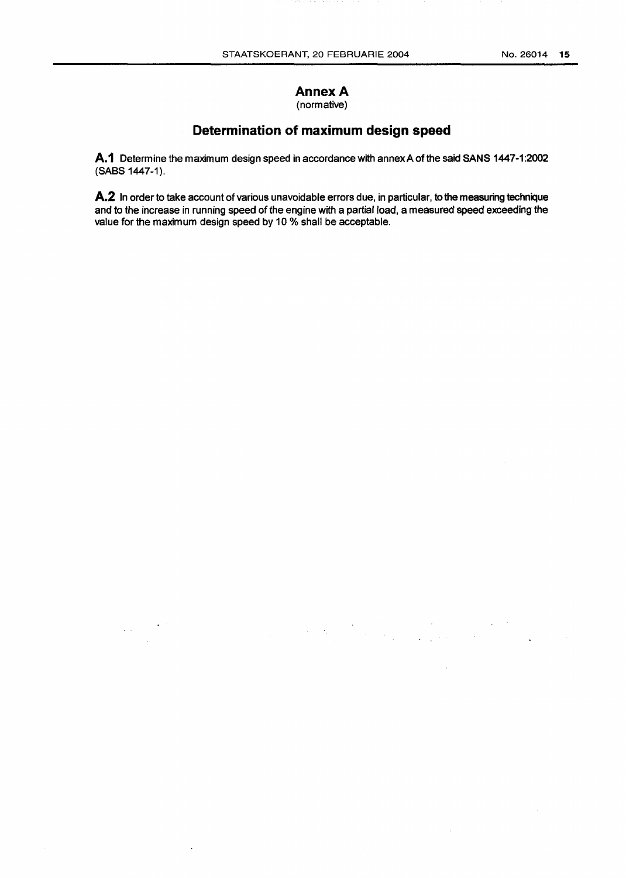# Annex A

(normative)

## Determination of maximum design speed

**A.1** Determine the maximum design speed in accordance with annex A of the said SANS 1447-1:2002 (SABS 1447-1).

**A.2** In order to take account of various unavoidable errors due, in particular, to the measuring technique and to the increase in running speed of the engine with a partial load, a measured speed exceeding the value for the maximum design speed by 10 % shall be acceptable.